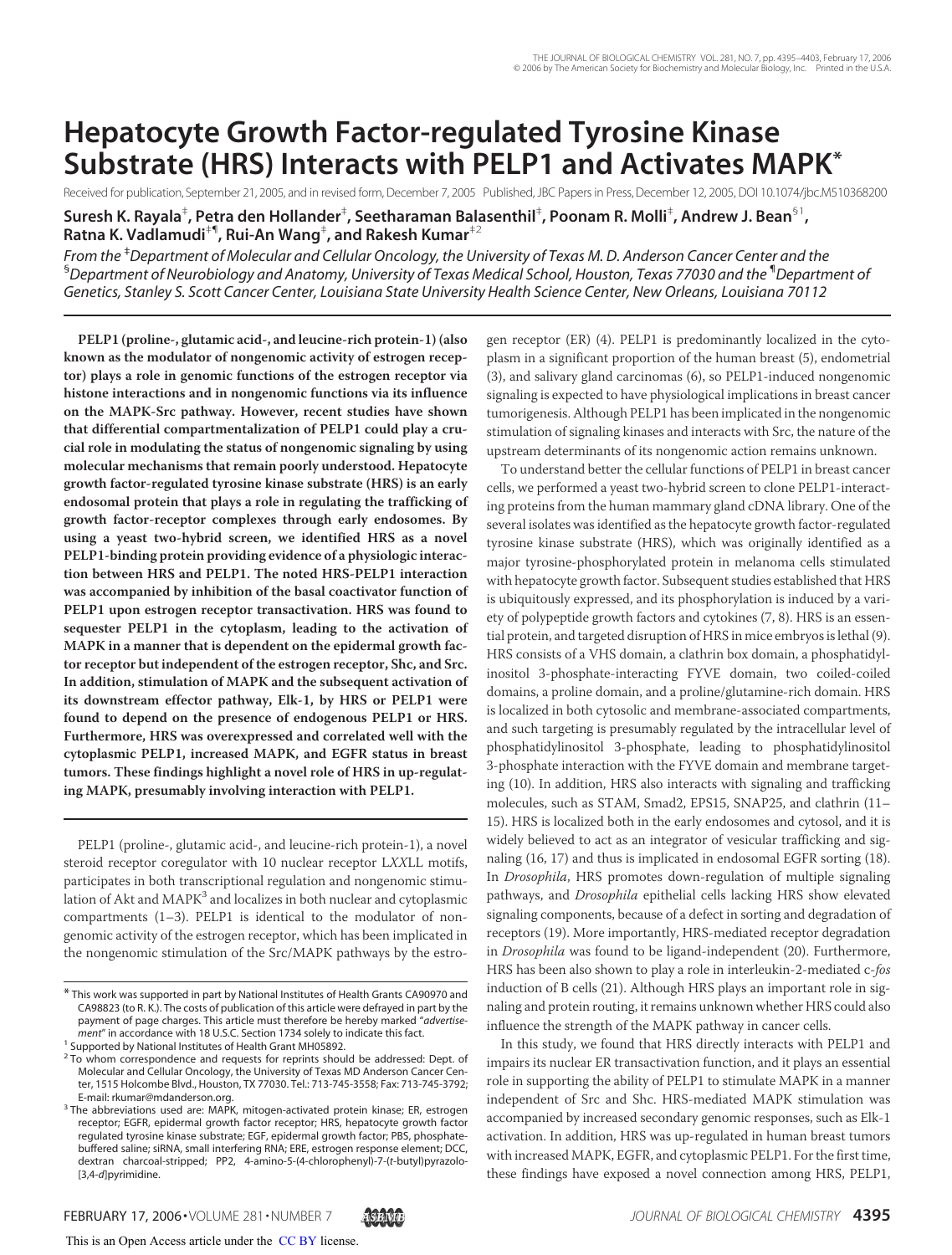# Hepatocyte Growth Factor-regulated Tyrosine Kinase Substrate (HRS) Interacts with PELP1 and Activates MAPK*

Received for publication, September 21, 2005, and in revised form, December 7, 2005 Published, JBC Papers in Press, December 12, 2005, DOI 10.1074/jbc.M510368200

**Suresh K. Rayala[‡], Petra den Hollander[‡], Seetharaman Balasenthil[‡], Poonam R. Molli[‡], Andrew J. Bean[§1], Ratna K. Vadlamudi[‡¶], Rui-An Wang[‡], and Rakesh Kumar[‡2]**

*From the [‡]Department of Molecular and Cellular Oncology, the University of Texas M. D. Anderson Cancer Center and the [§]Department of Neurobiology and Anatomy, University of Texas Medical School, Houston, Texas 77030 and the [¶]Department of Genetics, Stanley S. Scott Cancer Center, Louisiana State University Health Science Center, New Orleans, Louisiana 70112*

**PELP1 (proline-, glutamic acid-, and leucine-rich protein-1) (also known as the modulator of nongenomic activity of estrogen receptor) plays a role in genomic functions of the estrogen receptor via histone interactions and in nongenomic functions via its influence on the MAPK-Src pathway. However, recent studies have shown that differential compartmentalization of PELP1 could play a crucial role in modulating the status of nongenomic signaling by using molecular mechanisms that remain poorly understood. Hepatocyte growth factor-regulated tyrosine kinase substrate (HRS) is an early endosomal protein that plays a role in regulating the trafficking of growth factor-receptor complexes through early endosomes. By using a yeast two-hybrid screen, we identified HRS as a novel PELP1-binding protein providing evidence of a physiologic interaction between HRS and PELP1. The noted HRS-PELP1 interaction was accompanied by inhibition of the basal coactivator function of PELP1 upon estrogen receptor transactivation. HRS was found to sequester PELP1 in the cytoplasm, leading to the activation of MAPK in a manner that is dependent on the epidermal growth factor receptor but independent of the estrogen receptor, Shc, and Src. In addition, stimulation of MAPK and the subsequent activation of its downstream effector pathway, Elk-1, by HRS or PELP1 were found to depend on the presence of endogenous PELP1 or HRS. Furthermore, HRS was overexpressed and correlated well with the cytoplasmic PELP1, increased MAPK, and EGFR status in breast tumors. These findings highlight a novel role of HRS in up-regulating MAPK, presumably involving interaction with PELP1.**

PELP1 (proline-, glutamic acid-, and leucine-rich protein-1), a novel steroid receptor coregulator with 10 nuclear receptor L*XX*LL motifs, participates in both transcriptional regulation and nongenomic stimulation of Akt and MAPK[3] and localizes in both nuclear and cytoplasmic compartments (1–3). PELP1 is identical to the modulator of nongenomic activity of the estrogen receptor, which has been implicated in the nongenomic stimulation of the Src/MAPK pathways by the estrogen receptor (ER) (4). PELP1 is predominantly localized in the cytoplasm in a significant proportion of the human breast (5), endometrial (3), and salivary gland carcinomas (6), so PELP1-induced nongenomic signaling is expected to have physiological implications in breast cancer tumorigenesis. Although PELP1 has been implicated in the nongenomic stimulation of signaling kinases and interacts with Src, the nature of the upstream determinants of its nongenomic action remains unknown.

To understand better the cellular functions of PELP1 in breast cancer cells, we performed a yeast two-hybrid screen to clone PELP1-interacting proteins from the human mammary gland cDNA library. One of the several isolates was identified as the hepatocyte growth factor-regulated tyrosine kinase substrate (HRS), which was originally identified as a major tyrosine-phosphorylated protein in melanoma cells stimulated with hepatocyte growth factor. Subsequent studies established that HRS is ubiquitously expressed, and its phosphorylation is induced by a variety of polypeptide growth factors and cytokines (7, 8). HRS is an essential protein, and targeted disruption of HRS in mice embryos is lethal (9). HRS consists of a VHS domain, a clathrin box domain, a phosphatidylinositol 3-phosphate-interacting FYVE domain, two coiled-coiled domains, a proline domain, and a proline/glutamine-rich domain. HRS is localized in both cytosolic and membrane-associated compartments, and such targeting is presumably regulated by the intracellular level of phosphatidylinositol 3-phosphate, leading to phosphatidylinositol 3-phosphate interaction with the FYVE domain and membrane targeting (10). In addition, HRS also interacts with signaling and trafficking molecules, such as STAM, Smad2, EPS15, SNAP25, and clathrin (11–15). HRS is localized both in the early endosomes and cytosol, and it is widely believed to act as an integrator of vesicular trafficking and signaling (16, 17) and thus is implicated in endosomal EGFR sorting (18). In *Drosophila*, HRS promotes down-regulation of multiple signaling pathways, and *Drosophila* epithelial cells lacking HRS show elevated signaling components, because of a defect in sorting and degradation of receptors (19). More importantly, HRS-mediated receptor degradation in *Drosophila* was found to be ligand-independent (20). Furthermore, HRS has been also shown to play a role in interleukin-2-mediated c-*fos* induction of B cells (21). Although HRS plays an important role in signaling and protein routing, it remains unknown whether HRS could also influence the strength of the MAPK pathway in cancer cells.

In this study, we found that HRS directly interacts with PELP1 and impairs its nuclear ER transactivation function, and it plays an essential role in supporting the ability of PELP1 to stimulate MAPK in a manner independent of Src and Shc. HRS-mediated MAPK stimulation was accompanied by increased secondary genomic responses, such as Elk-1 activation. In addition, HRS was up-regulated in human breast tumors with increased MAPK, EGFR, and cytoplasmic PELP1. For the first time, these findings have exposed a novel connection among HRS, PELP1,

---

\* This work was supported in part by National Institutes of Health Grants CA90970 and CA98823 (to R. K.). The costs of publication of this article were defrayed in part by the payment of page charges. This article must therefore be hereby marked "*advertisement*" in accordance with 18 U.S.C. Section 1734 solely to indicate this fact.

[1] Supported by National Institutes of Health Grant MH05892.

[2] To whom correspondence and requests for reprints should be addressed: Dept. of Molecular and Cellular Oncology, the University of Texas MD Anderson Cancer Center, 1515 Holcombe Blvd., Houston, TX 77030. Tel.: 713-745-3558; Fax: 713-745-3792; E-mail: rkumar@mdanderson.org.

[3] The abbreviations used are: MAPK, mitogen-activated protein kinase; ER, estrogen receptor; EGFR, epidermal growth factor receptor; HRS, hepatocyte growth factor regulated tyrosine kinase substrate; EGF, epidermal growth factor; PBS, phosphate-buffered saline; siRNA, small interfering RNA; ERE, estrogen response element; DCC, dextran charcoal-stripped; PP2, 4-amino-5-(4-chlorophenyl)-7-(*t*-butyl)pyrazolo-[3,4-*d*]pyrimidine.

This is an Open Access article under the CC BY license.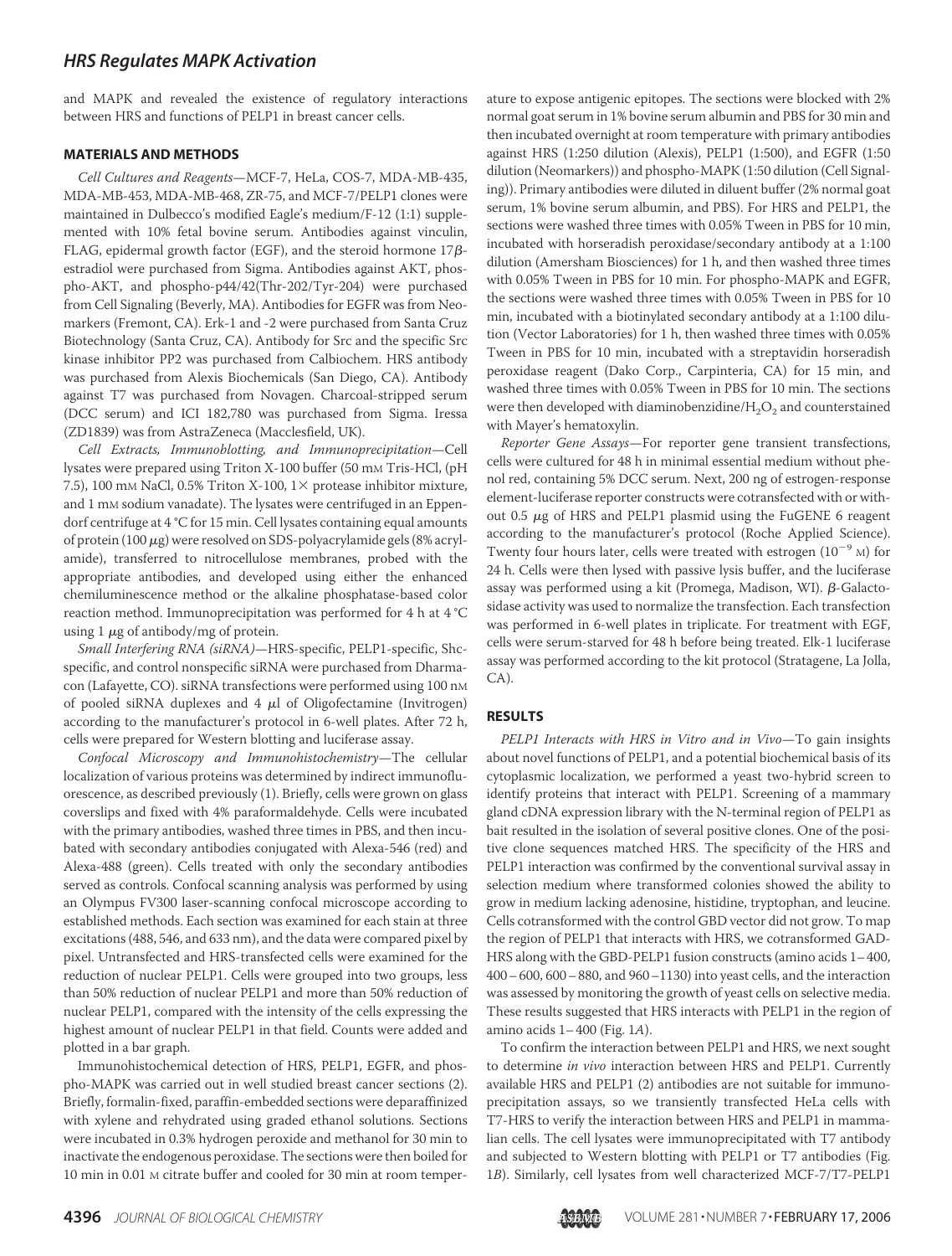and MAPK and revealed the existence of regulatory interactions between HRS and functions of PELP1 in breast cancer cells.

## MATERIALS AND METHODS

*Cell Cultures and Reagents*—MCF-7, HeLa, COS-7, MDA-MB-435, MDA-MB-453, MDA-MB-468, ZR-75, and MCF-7/PELP1 clones were maintained in Dulbecco's modified Eagle's medium/F-12 (1:1) supplemented with 10% fetal bovine serum. Antibodies against vinculin, FLAG, epidermal growth factor (EGF), and the steroid hormone 17$\beta$-estradiol were purchased from Sigma. Antibodies against AKT, phospho-AKT, and phospho-p44/42(Thr-202/Tyr-204) were purchased from Cell Signaling (Beverly, MA). Antibodies for EGFR was from Neomarkers (Fremont, CA). Erk-1 and -2 were purchased from Santa Cruz Biotechnology (Santa Cruz, CA). Antibody for Src and the specific Src kinase inhibitor PP2 was purchased from Calbiochem. HRS antibody was purchased from Alexis Biochemicals (San Diego, CA). Antibody against T7 was purchased from Novagen. Charcoal-stripped serum (DCC serum) and ICI 182,780 was purchased from Sigma. Iressa (ZD1839) was from AstraZeneca (Macclesfield, UK).

*Cell Extracts, Immunoblotting, and Immunoprecipitation*—Cell lysates were prepared using Triton X-100 buffer (50 mM Tris-HCl, (pH 7.5), 100 mM NaCl, 0.5% Triton X-100, 1× protease inhibitor mixture, and 1 mM sodium vanadate). The lysates were centrifuged in an Eppendorf centrifuge at 4 °C for 15 min. Cell lysates containing equal amounts of protein (100 $\mu$g) were resolved on SDS-polyacrylamide gels (8% acrylamide), transferred to nitrocellulose membranes, probed with the appropriate antibodies, and developed using either the enhanced chemiluminescence method or the alkaline phosphatase-based color reaction method. Immunoprecipitation was performed for 4 h at 4 °C using 1 $\mu$g of antibody/mg of protein.

*Small Interfering RNA (siRNA)*—HRS-specific, PELP1-specific, Shc-specific, and control nonspecific siRNA were purchased from Dharmacon (Lafayette, CO). siRNA transfections were performed using 100 nM of pooled siRNA duplexes and 4 $\mu$l of Oligofectamine (Invitrogen) according to the manufacturer's protocol in 6-well plates. After 72 h, cells were prepared for Western blotting and luciferase assay.

*Confocal Microscopy and Immunohistochemistry*—The cellular localization of various proteins was determined by indirect immunofluorescence, as described previously (1). Briefly, cells were grown on glass coverslips and fixed with 4% paraformaldehyde. Cells were incubated with the primary antibodies, washed three times in PBS, and then incubated with secondary antibodies conjugated with Alexa-546 (red) and Alexa-488 (green). Cells treated with only the secondary antibodies served as controls. Confocal scanning analysis was performed by using an Olympus FV300 laser-scanning confocal microscope according to established methods. Each section was examined for each stain at three excitations (488, 546, and 633 nm), and the data were compared pixel by pixel. Untransfected and HRS-transfected cells were examined for the reduction of nuclear PELP1. Cells were grouped into two groups, less than 50% reduction of nuclear PELP1 and more than 50% reduction of nuclear PELP1, compared with the intensity of the cells expressing the highest amount of nuclear PELP1 in that field. Counts were added and plotted in a bar graph.

Immunohistochemical detection of HRS, PELP1, EGFR, and phospho-MAPK was carried out in well studied breast cancer sections (2). Briefly, formalin-fixed, paraffin-embedded sections were deparaffinized with xylene and rehydrated using graded ethanol solutions. Sections were incubated in 0.3% hydrogen peroxide and methanol for 30 min to inactivate the endogenous peroxidase. The sections were then boiled for 10 min in 0.01 M citrate buffer and cooled for 30 min at room temperature to expose antigenic epitopes. The sections were blocked with 2% normal goat serum in 1% bovine serum albumin and PBS for 30 min and then incubated overnight at room temperature with primary antibodies against HRS (1:250 dilution (Alexis), PELP1 (1:500), and EGFR (1:50 dilution (Neomarkers)) and phospho-MAPK (1:50 dilution (Cell Signaling)). Primary antibodies were diluted in diluent buffer (2% normal goat serum, 1% bovine serum albumin, and PBS). For HRS and PELP1, the sections were washed three times with 0.05% Tween in PBS for 10 min, incubated with horseradish peroxidase/secondary antibody at a 1:100 dilution (Amersham Biosciences) for 1 h, and then washed three times with 0.05% Tween in PBS for 10 min. For phospho-MAPK and EGFR, the sections were washed three times with 0.05% Tween in PBS for 10 min, incubated with a biotinylated secondary antibody at a 1:100 dilution (Vector Laboratories) for 1 h, then washed three times with 0.05% Tween in PBS for 10 min, incubated with a streptavidin horseradish peroxidase reagent (Dako Corp., Carpinteria, CA) for 15 min, and washed three times with 0.05% Tween in PBS for 10 min. The sections were then developed with diaminobenzidine/$H_2O_2$ and counterstained with Mayer's hematoxylin.

*Reporter Gene Assays*—For reporter gene transient transfections, cells were cultured for 48 h in minimal essential medium without phenol red, containing 5% DCC serum. Next, 200 ng of estrogen-response element-luciferase reporter constructs were cotransfected with or without 0.5 $\mu$g of HRS and PELP1 plasmid using the FuGENE 6 reagent according to the manufacturer's protocol (Roche Applied Science). Twenty four hours later, cells were treated with estrogen ($10^{-9}$ M) for 24 h. Cells were then lysed with passive lysis buffer, and the luciferase assay was performed using a kit (Promega, Madison, WI). $\beta$-Galactosidase activity was used to normalize the transfection. Each transfection was performed in 6-well plates in triplicate. For treatment with EGF, cells were serum-starved for 48 h before being treated. Elk-1 luciferase assay was performed according to the kit protocol (Stratagene, La Jolla, CA).

## RESULTS

*PELP1 Interacts with HRS in Vitro and in Vivo*—To gain insights about novel functions of PELP1, and a potential biochemical basis of its cytoplasmic localization, we performed a yeast two-hybrid screen to identify proteins that interact with PELP1. Screening of a mammary gland cDNA expression library with the N-terminal region of PELP1 as bait resulted in the isolation of several positive clones. One of the positive clone sequences matched HRS. The specificity of the HRS and PELP1 interaction was confirmed by the conventional survival assay in selection medium where transformed colonies showed the ability to grow in medium lacking adenosine, histidine, tryptophan, and leucine. Cells cotransformed with the control GBD vector did not grow. To map the region of PELP1 that interacts with HRS, we cotransformed GAD-HRS along with the GBD-PELP1 fusion constructs (amino acids 1–400, 400–600, 600–880, and 960–1130) into yeast cells, and the interaction was assessed by monitoring the growth of yeast cells on selective media. These results suggested that HRS interacts with PELP1 in the region of amino acids 1–400 (Fig. 1*A*).

To confirm the interaction between PELP1 and HRS, we next sought to determine *in vivo* interaction between HRS and PELP1. Currently available HRS and PELP1 (2) antibodies are not suitable for immunoprecipitation assays, so we transiently transfected HeLa cells with T7-HRS to verify the interaction between HRS and PELP1 in mammalian cells. The cell lysates were immunoprecipitated with T7 antibody and subjected to Western blotting with PELP1 or T7 antibodies (Fig. 1*B*). Similarly, cell lysates from well characterized MCF-7/T7-PELP1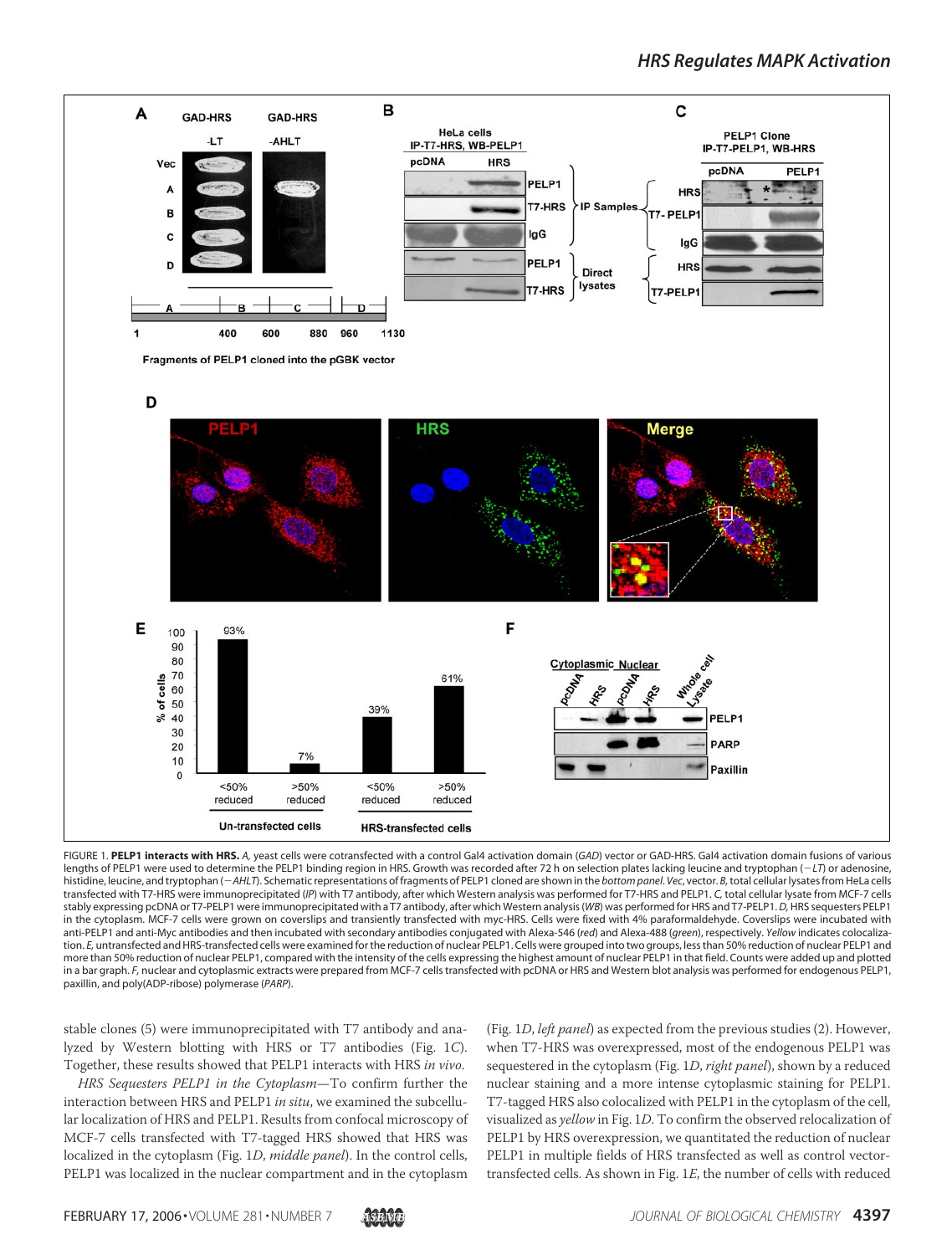FIGURE 1. **PELP1 interacts with HRS.** *A*, yeast cells were cotransfected with a control Gal4 activation domain (*GAD*) vector or GAD-HRS. Gal4 activation domain fusions of various lengths of PELP1 were used to determine the PELP1 binding region in HRS. Growth was recorded after 72 h on selection plates lacking leucine and tryptophan (−*LT*) or adenosine, histidine, leucine, and tryptophan (−*AHLT*). Schematic representations of fragments of PELP1 cloned are shown in the *bottom panel*. *Vec*, vector. *B*, total cellular lysates from HeLa cells transfected with T7-HRS were immunoprecipitated (*IP*) with T7 antibody, after which Western analysis was performed for T7-HRS and PELP1. *C*, total cellular lysate from MCF-7 cells stably expressing pcDNA or T7-PELP1 were immunoprecipitated with a T7 antibody, after which Western analysis (*WB*) was performed for HRS and T7-PELP1. *D*, HRS sequesters PELP1 in the cytoplasm. MCF-7 cells were grown on coverslips and transiently transfected with myc-HRS. Cells were fixed with 4% paraformaldehyde. Coverslips were incubated with anti-PELP1 and anti-Myc antibodies and then incubated with secondary antibodies conjugated with Alexa-546 (*red*) and Alexa-488 (*green*), respectively. *Yellow* indicates colocalization. *E*, untransfected and HRS-transfected cells were examined for the reduction of nuclear PELP1. Cells were grouped into two groups, less than 50% reduction of nuclear PELP1 and more than 50% reduction of nuclear PELP1, compared with the intensity of the cells expressing the highest amount of nuclear PELP1 in that field. Counts were added up and plotted in a bar graph. *F*, nuclear and cytoplasmic extracts were prepared from MCF-7 cells transfected with pcDNA or HRS and Western blot analysis was performed for endogenous PELP1, paxillin, and poly(ADP-ribose) polymerase (*PARP*).

stable clones (5) were immunoprecipitated with T7 antibody and analyzed by Western blotting with HRS or T7 antibodies (Fig. 1*C*). Together, these results showed that PELP1 interacts with HRS *in vivo*.

*HRS Sequesters PELP1 in the Cytoplasm*—To confirm further the interaction between HRS and PELP1 *in situ*, we examined the subcellular localization of HRS and PELP1. Results from confocal microscopy of MCF-7 cells transfected with T7-tagged HRS showed that HRS was localized in the cytoplasm (Fig. 1*D*, *middle panel*). In the control cells, PELP1 was localized in the nuclear compartment and in the cytoplasm (Fig. 1*D*, *left panel*) as expected from the previous studies (2). However, when T7-HRS was overexpressed, most of the endogenous PELP1 was sequestered in the cytoplasm (Fig. 1*D*, *right panel*), shown by a reduced nuclear staining and a more intense cytoplasmic staining for PELP1. T7-tagged HRS also colocalized with PELP1 in the cytoplasm of the cell, visualized as *yellow* in Fig. 1*D*. To confirm the observed relocalization of PELP1 by HRS overexpression, we quantitated the reduction of nuclear PELP1 in multiple fields of HRS transfected as well as control vector-transfected cells. As shown in Fig. 1*E*, the number of cells with reduced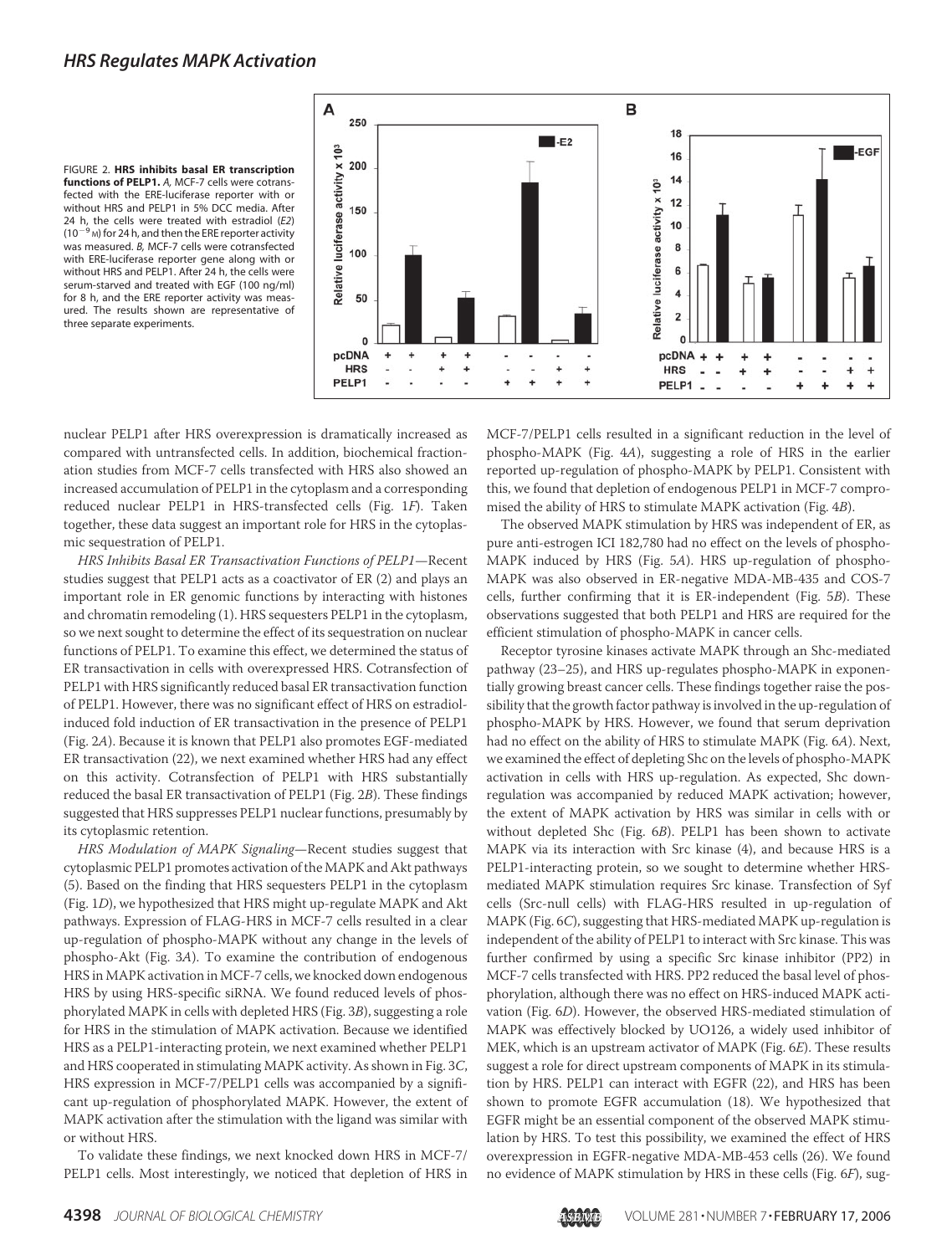FIGURE 2. **HRS inhibits basal ER transcription functions of PELP1.** *A*, MCF-7 cells were cotransfected with the ERE-luciferase reporter with or without HRS and PELP1 in 5% DCC media. After 24 h, the cells were treated with estradiol (*E2*) ($10^{-9}$ M) for 24 h, and then the ERE reporter activity was measured. *B*, MCF-7 cells were cotransfected with ERE-luciferase reporter gene along with or without HRS and PELP1. After 24 h, the cells were serum-starved and treated with EGF (100 ng/ml) for 8 h, and the ERE reporter activity was measured. The results shown are representative of three separate experiments.

nuclear PELP1 after HRS overexpression is dramatically increased as compared with untransfected cells. In addition, biochemical fractionation studies from MCF-7 cells transfected with HRS also showed an increased accumulation of PELP1 in the cytoplasm and a corresponding reduced nuclear PELP1 in HRS-transfected cells (Fig. 1*F*). Taken together, these data suggest an important role for HRS in the cytoplasmic sequestration of PELP1.

*HRS Inhibits Basal ER Transactivation Functions of PELP1*—Recent studies suggest that PELP1 acts as a coactivator of ER (2) and plays an important role in ER genomic functions by interacting with histones and chromatin remodeling (1). HRS sequesters PELP1 in the cytoplasm, so we next sought to determine the effect of its sequestration on nuclear functions of PELP1. To examine this effect, we determined the status of ER transactivation in cells with overexpressed HRS. Cotransfection of PELP1 with HRS significantly reduced basal ER transactivation function of PELP1. However, there was no significant effect of HRS on estradiol-induced fold induction of ER transactivation in the presence of PELP1 (Fig. 2*A*). Because it is known that PELP1 also promotes EGF-mediated ER transactivation (22), we next examined whether HRS had any effect on this activity. Cotransfection of PELP1 with HRS substantially reduced the basal ER transactivation of PELP1 (Fig. 2*B*). These findings suggested that HRS suppresses PELP1 nuclear functions, presumably by its cytoplasmic retention.

*HRS Modulation of MAPK Signaling*—Recent studies suggest that cytoplasmic PELP1 promotes activation of the MAPK and Akt pathways (5). Based on the finding that HRS sequesters PELP1 in the cytoplasm (Fig. 1*D*), we hypothesized that HRS might up-regulate MAPK and Akt pathways. Expression of FLAG-HRS in MCF-7 cells resulted in a clear up-regulation of phospho-MAPK without any change in the levels of phospho-Akt (Fig. 3*A*). To examine the contribution of endogenous HRS in MAPK activation in MCF-7 cells, we knocked down endogenous HRS by using HRS-specific siRNA. We found reduced levels of phosphorylated MAPK in cells with depleted HRS (Fig. 3*B*), suggesting a role for HRS in the stimulation of MAPK activation. Because we identified HRS as a PELP1-interacting protein, we next examined whether PELP1 and HRS cooperated in stimulating MAPK activity. As shown in Fig. 3*C*, HRS expression in MCF-7/PELP1 cells was accompanied by a significant up-regulation of phosphorylated MAPK. However, the extent of MAPK activation after the stimulation with the ligand was similar with or without HRS.

To validate these findings, we next knocked down HRS in MCF-7/PELP1 cells. Most interestingly, we noticed that depletion of HRS in MCF-7/PELP1 cells resulted in a significant reduction in the level of phospho-MAPK (Fig. 4*A*), suggesting a role of HRS in the earlier reported up-regulation of phospho-MAPK by PELP1. Consistent with this, we found that depletion of endogenous PELP1 in MCF-7 compromised the ability of HRS to stimulate MAPK activation (Fig. 4*B*).

The observed MAPK stimulation by HRS was independent of ER, as pure anti-estrogen ICI 182,780 had no effect on the levels of phospho-MAPK induced by HRS (Fig. 5*A*). HRS up-regulation of phospho-MAPK was also observed in ER-negative MDA-MB-435 and COS-7 cells, further confirming that it is ER-independent (Fig. 5*B*). These observations suggested that both PELP1 and HRS are required for the efficient stimulation of phospho-MAPK in cancer cells.

Receptor tyrosine kinases activate MAPK through an Shc-mediated pathway (23–25), and HRS up-regulates phospho-MAPK in exponentially growing breast cancer cells. These findings together raise the possibility that the growth factor pathway is involved in the up-regulation of phospho-MAPK by HRS. However, we found that serum deprivation had no effect on the ability of HRS to stimulate MAPK (Fig. 6*A*). Next, we examined the effect of depleting Shc on the levels of phospho-MAPK activation in cells with HRS up-regulation. As expected, Shc down-regulation was accompanied by reduced MAPK activation; however, the extent of MAPK activation by HRS was similar in cells with or without depleted Shc (Fig. 6*B*). PELP1 has been shown to activate MAPK via its interaction with Src kinase (4), and because HRS is a PELP1-interacting protein, so we sought to determine whether HRS-mediated MAPK stimulation requires Src kinase. Transfection of Syf cells (Src-null cells) with FLAG-HRS resulted in up-regulation of MAPK (Fig. 6*C*), suggesting that HRS-mediated MAPK up-regulation is independent of the ability of PELP1 to interact with Src kinase. This was further confirmed by using a specific Src kinase inhibitor (PP2) in MCF-7 cells transfected with HRS. PP2 reduced the basal level of phosphorylation, although there was no effect on HRS-induced MAPK activation (Fig. 6*D*). However, the observed HRS-mediated stimulation of MAPK was effectively blocked by UO126, a widely used inhibitor of MEK, which is an upstream activator of MAPK (Fig. 6*E*). These results suggest a role for direct upstream components of MAPK in its stimulation by HRS. PELP1 can interact with EGFR (22), and HRS has been shown to promote EGFR accumulation (18). We hypothesized that EGFR might be an essential component of the observed MAPK stimulation by HRS. To test this possibility, we examined the effect of HRS overexpression in EGFR-negative MDA-MB-453 cells (26). We found no evidence of MAPK stimulation by HRS in these cells (Fig. 6*F*), sug-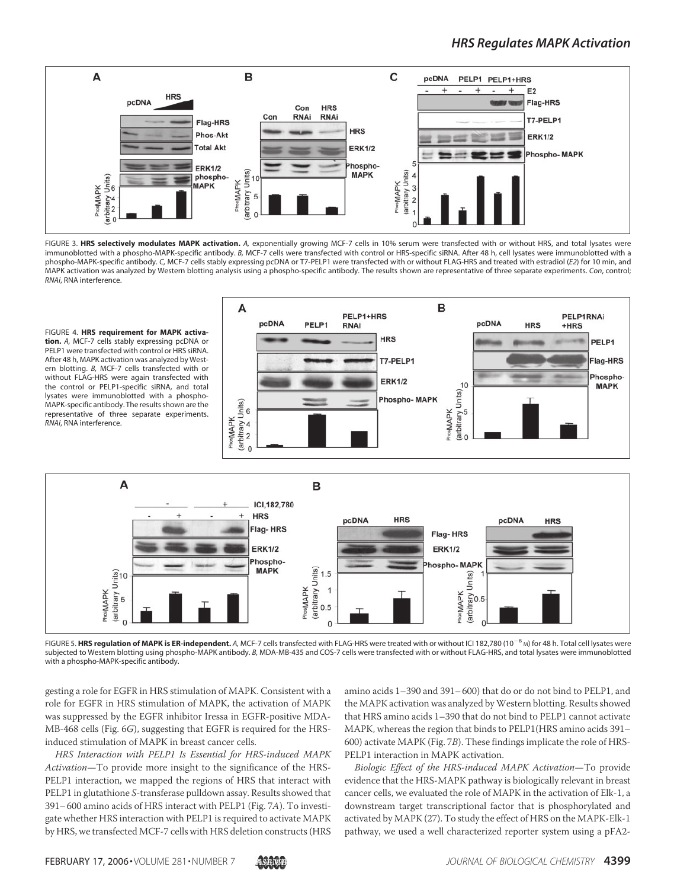FIGURE 3. **HRS selectively modulates MAPK activation.** *A*, exponentially growing MCF-7 cells in 10% serum were transfected with or without HRS, and total lysates were immunoblotted with a phospho-MAPK-specific antibody. *B*, MCF-7 cells were transfected with control or HRS-specific siRNA. After 48 h, cell lysates were immunoblotted with a phospho-MAPK-specific antibody. *C*, MCF-7 cells stably expressing pcDNA or T7-PELP1 were transfected with or without FLAG-HRS and treated with estradiol (*E2*) for 10 min, and MAPK activation was analyzed by Western blotting analysis using a phospho-specific antibody. The results shown are representative of three separate experiments. *Con*, control; *RNAi*, RNA interference.

FIGURE 4. **HRS requirement for MAPK activation.** *A*, MCF-7 cells stably expressing pcDNA or PELP1 were transfected with control or HRS siRNA. After 48 h, MAPK activation was analyzed by Western blotting. *B*, MCF-7 cells transfected with or without FLAG-HRS were again transfected with the control or PELP1-specific siRNA, and total lysates were immunoblotted with a phospho-MAPK-specific antibody. The results shown are the representative of three separate experiments. *RNAi*, RNA interference.

FIGURE 5. **HRS regulation of MAPK is ER-independent.** *A*, MCF-7 cells transfected with FLAG-HRS were treated with or without ICI 182,780 ($10^{-8}$ M) for 48 h. Total cell lysates were subjected to Western blotting using phospho-MAPK antibody. *B*, MDA-MB-435 and COS-7 cells were transfected with or without FLAG-HRS, and total lysates were immunoblotted with a phospho-MAPK-specific antibody.

gesting a role for EGFR in HRS stimulation of MAPK. Consistent with a role for EGFR in HRS stimulation of MAPK, the activation of MAPK was suppressed by the EGFR inhibitor Iressa in EGFR-positive MDA-MB-468 cells (Fig. 6*G*), suggesting that EGFR is required for the HRS-induced stimulation of MAPK in breast cancer cells.

*HRS Interaction with PELP1 Is Essential for HRS-induced MAPK Activation*—To provide more insight to the significance of the HRS-PELP1 interaction, we mapped the regions of HRS that interact with PELP1 in glutathione *S*-transferase pulldown assay. Results showed that 391–600 amino acids of HRS interact with PELP1 (Fig. 7*A*). To investigate whether HRS interaction with PELP1 is required to activate MAPK by HRS, we transfected MCF-7 cells with HRS deletion constructs (HRS amino acids 1–390 and 391–600) that do or do not bind to PELP1, and the MAPK activation was analyzed by Western blotting. Results showed that HRS amino acids 1–390 that do not bind to PELP1 cannot activate MAPK, whereas the region that binds to PELP1(HRS amino acids 391–600) activate MAPK (Fig. 7*B*). These findings implicate the role of HRS-PELP1 interaction in MAPK activation.

*Biologic Effect of the HRS-induced MAPK Activation*—To provide evidence that the HRS-MAPK pathway is biologically relevant in breast cancer cells, we evaluated the role of MAPK in the activation of Elk-1, a downstream target transcriptional factor that is phosphorylated and activated by MAPK (27). To study the effect of HRS on the MAPK-Elk-1 pathway, we used a well characterized reporter system using a pFA2-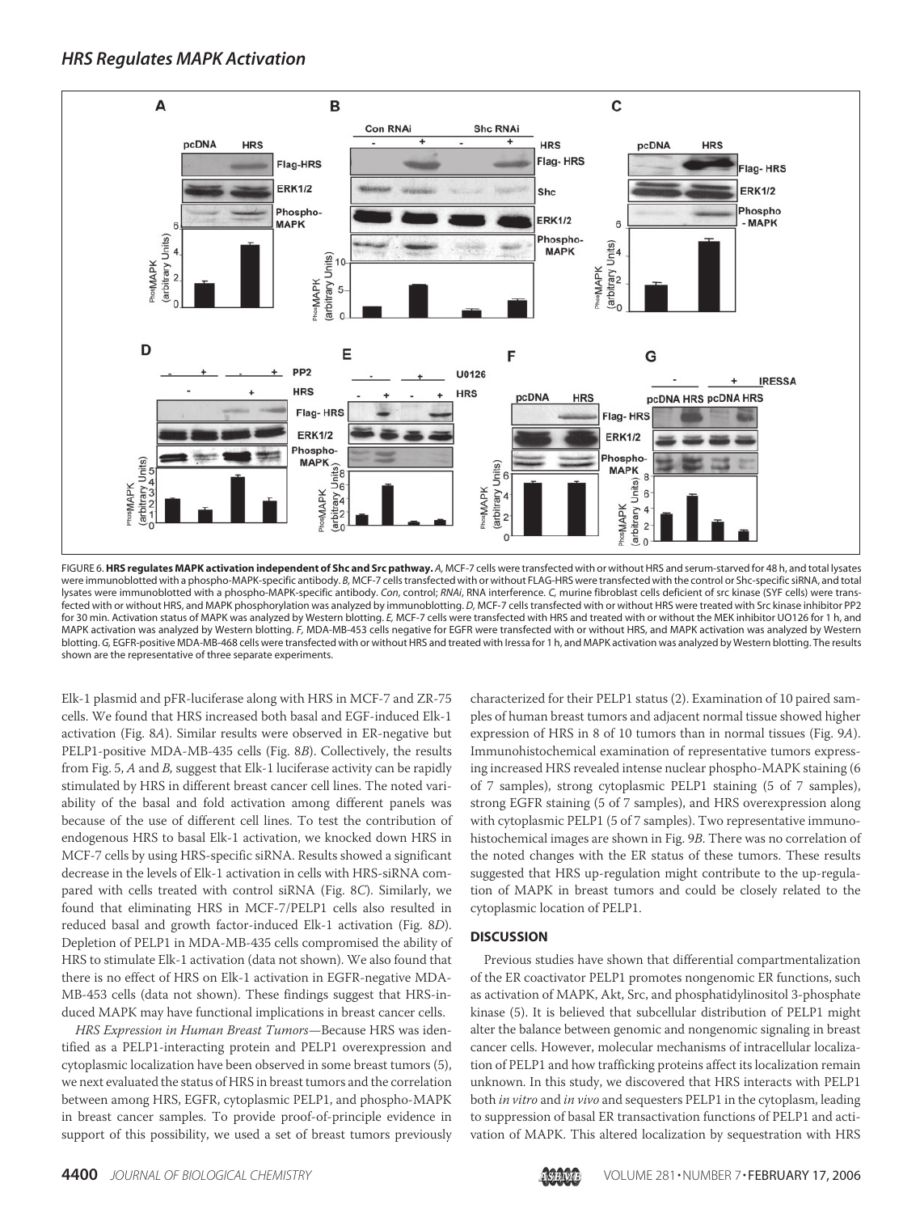FIGURE 6. **HRS regulates MAPK activation independent of Shc and Src pathway.** *A*, MCF-7 cells were transfected with or without HRS and serum-starved for 48 h, and total lysates were immunoblotted with a phospho-MAPK-specific antibody. *B*, MCF-7 cells transfected with or without FLAG-HRS were transfected with the control or Shc-specific siRNA, and total lysates were immunoblotted with a phospho-MAPK-specific antibody. *Con*, control; *RNAi*, RNA interference. *C*, murine fibroblast cells deficient of src kinase (SYF cells) were transfected with or without HRS, and MAPK phosphorylation was analyzed by immunoblotting. *D*, MCF-7 cells transfected with or without HRS were treated with Src kinase inhibitor PP2 for 30 min. Activation status of MAPK was analyzed by Western blotting. *E*, MCF-7 cells were transfected with HRS and treated with or without the MEK inhibitor UO126 for 1 h, and MAPK activation was analyzed by Western blotting. *F*, MDA-MB-453 cells negative for EGFR were transfected with or without HRS, and MAPK activation was analyzed by Western blotting. *G*, EGFR-positive MDA-MB-468 cells were transfected with or without HRS and treated with Iressa for 1 h, and MAPK activation was analyzed by Western blotting. The results shown are the representative of three separate experiments.

Elk-1 plasmid and pFR-luciferase along with HRS in MCF-7 and ZR-75 cells. We found that HRS increased both basal and EGF-induced Elk-1 activation (Fig. 8*A*). Similar results were observed in ER-negative but PELP1-positive MDA-MB-435 cells (Fig. 8*B*). Collectively, the results from Fig. 5, *A* and *B*, suggest that Elk-1 luciferase activity can be rapidly stimulated by HRS in different breast cancer cell lines. The noted variability of the basal and fold activation among different panels was because of the use of different cell lines. To test the contribution of endogenous HRS to basal Elk-1 activation, we knocked down HRS in MCF-7 cells by using HRS-specific siRNA. Results showed a significant decrease in the levels of Elk-1 activation in cells with HRS-siRNA compared with cells treated with control siRNA (Fig. 8*C*). Similarly, we found that eliminating HRS in MCF-7/PELP1 cells also resulted in reduced basal and growth factor-induced Elk-1 activation (Fig. 8*D*). Depletion of PELP1 in MDA-MB-435 cells compromised the ability of HRS to stimulate Elk-1 activation (data not shown). We also found that there is no effect of HRS on Elk-1 activation in EGFR-negative MDA-MB-453 cells (data not shown). These findings suggest that HRS-induced MAPK may have functional implications in breast cancer cells.

*HRS Expression in Human Breast Tumors*—Because HRS was identified as a PELP1-interacting protein and PELP1 overexpression and cytoplasmic localization have been observed in some breast tumors (5), we next evaluated the status of HRS in breast tumors and the correlation between among HRS, EGFR, cytoplasmic PELP1, and phospho-MAPK in breast cancer samples. To provide proof-of-principle evidence in support of this possibility, we used a set of breast tumors previously characterized for their PELP1 status (2). Examination of 10 paired samples of human breast tumors and adjacent normal tissue showed higher expression of HRS in 8 of 10 tumors than in normal tissues (Fig. 9*A*). Immunohistochemical examination of representative tumors expressing increased HRS revealed intense nuclear phospho-MAPK staining (6 of 7 samples), strong cytoplasmic PELP1 staining (5 of 7 samples), strong EGFR staining (5 of 7 samples), and HRS overexpression along with cytoplasmic PELP1 (5 of 7 samples). Two representative immunohistochemical images are shown in Fig. 9*B*. There was no correlation of the noted changes with the ER status of these tumors. These results suggested that HRS up-regulation might contribute to the up-regulation of MAPK in breast tumors and could be closely related to the cytoplasmic location of PELP1.

## DISCUSSION

Previous studies have shown that differential compartmentalization of the ER coactivator PELP1 promotes nongenomic ER functions, such as activation of MAPK, Akt, Src, and phosphatidylinositol 3-phosphate kinase (5). It is believed that subcellular distribution of PELP1 might alter the balance between genomic and nongenomic signaling in breast cancer cells. However, molecular mechanisms of intracellular localization of PELP1 and how trafficking proteins affect its localization remain unknown. In this study, we discovered that HRS interacts with PELP1 both *in vitro* and *in vivo* and sequesters PELP1 in the cytoplasm, leading to suppression of basal ER transactivation functions of PELP1 and activation of MAPK. This altered localization by sequestration with HRS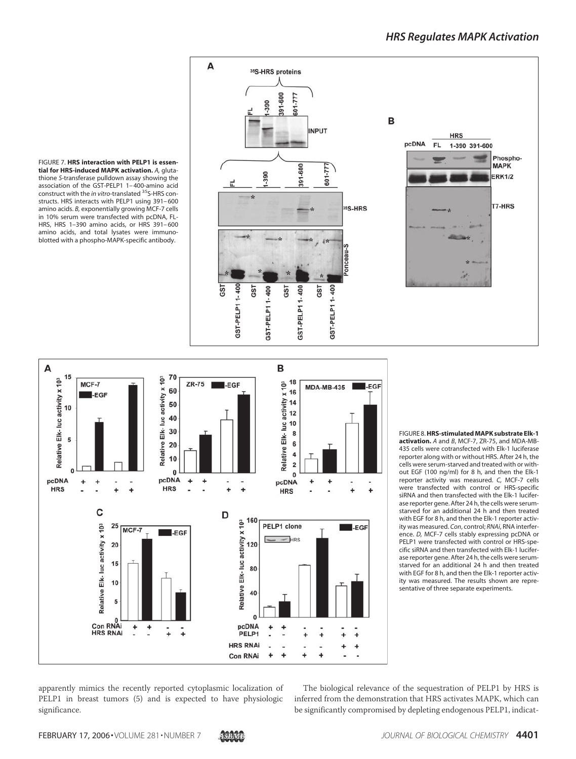FIGURE 7. **HRS interaction with PELP1 is essential for HRS-induced MAPK activation.** *A*, glutathione *S*-transferase pulldown assay showing the association of the GST-PELP1 1–400-amino acid construct with the *in vitro*-translated $^{35}$S-HRS constructs. HRS interacts with PELP1 using 391–600 amino acids. *B*, exponentially growing MCF-7 cells in 10% serum were transfected with pcDNA, FL-HRS, HRS 1–390 amino acids, or HRS 391–600 amino acids, and total lysates were immunoblotted with a phospho-MAPK-specific antibody.

FIGURE 8. **HRS-stimulated MAPK substrate Elk-1 activation.** *A* and *B*, MCF-7, ZR-75, and MDA-MB-435 cells were cotransfected with Elk-1 luciferase reporter along with or without HRS. After 24 h, the cells were serum-starved and treated with or without EGF (100 ng/ml) for 8 h, and then the Elk-1 reporter activity was measured. *C*, MCF-7 cells were transfected with control or HRS-specific siRNA and then transfected with the Elk-1 luciferase reporter gene. After 24 h, the cells were serum-starved for an additional 24 h and then treated with EGF for 8 h, and then the Elk-1 reporter activity was measured. *Con*, control; *RNAi*, RNA interference. *D*, MCF-7 cells stably expressing pcDNA or PELP1 were transfected with control or HRS-specific siRNA and then transfected with Elk-1 luciferase reporter gene. After 24 h, the cells were serum-starved for an additional 24 h and then treated with EGF for 8 h, and then the Elk-1 reporter activity was measured. The results shown are representative of three separate experiments.

apparently mimics the recently reported cytoplasmic localization of PELP1 in breast tumors (5) and is expected to have physiologic significance.

The biological relevance of the sequestration of PELP1 by HRS is inferred from the demonstration that HRS activates MAPK, which can be significantly compromised by depleting endogenous PELP1, indicat-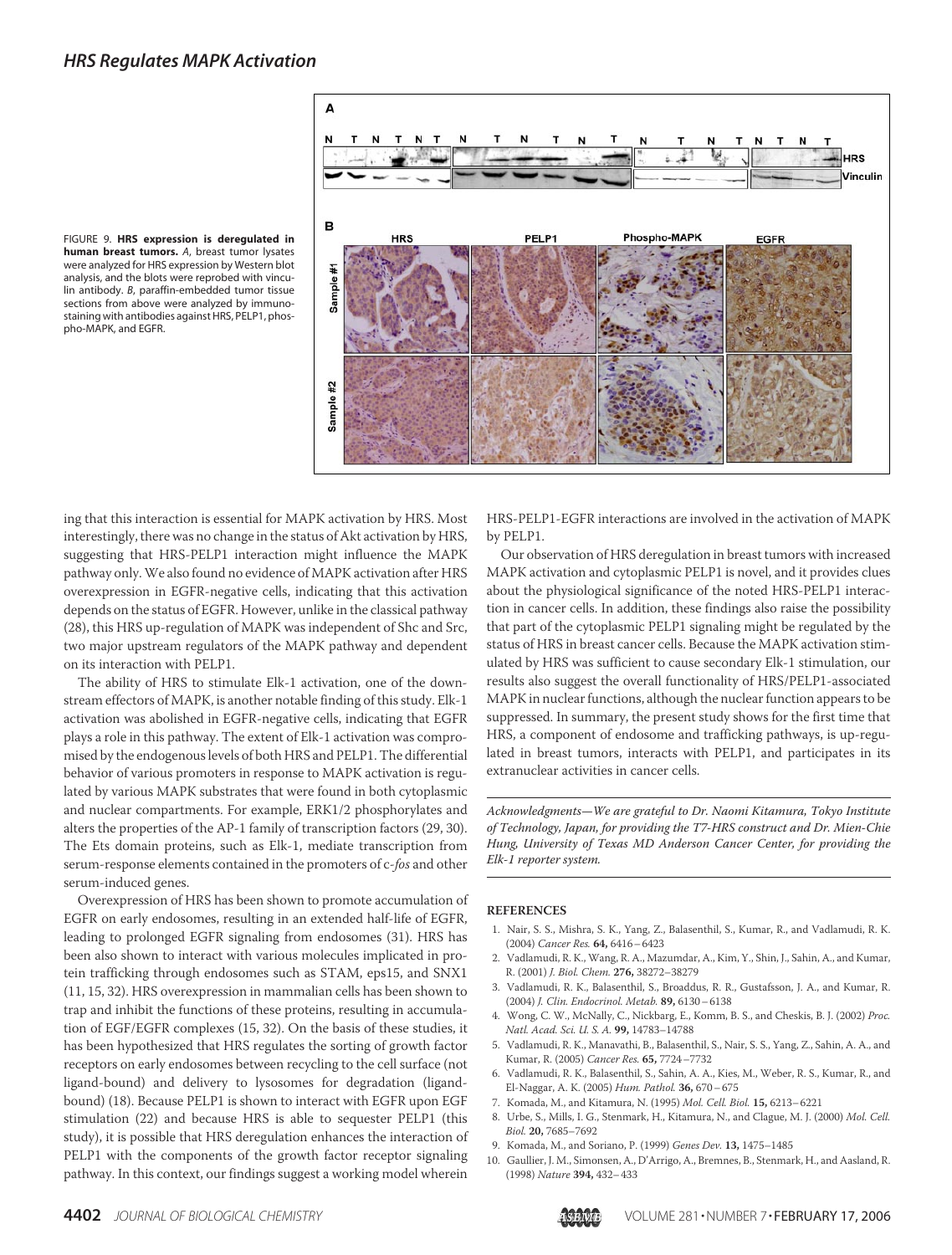FIGURE 9. **HRS expression is deregulated in human breast tumors.** *A*, breast tumor lysates were analyzed for HRS expression by Western blot analysis, and the blots were reprobed with vinculin antibody. *B*, paraffin-embedded tumor tissue sections from above were analyzed by immunostaining with antibodies against HRS, PELP1, phospho-MAPK, and EGFR.

ing that this interaction is essential for MAPK activation by HRS. Most interestingly, there was no change in the status of Akt activation by HRS, suggesting that HRS-PELP1 interaction might influence the MAPK pathway only. We also found no evidence of MAPK activation after HRS overexpression in EGFR-negative cells, indicating that this activation depends on the status of EGFR. However, unlike in the classical pathway (28), this HRS up-regulation of MAPK was independent of Shc and Src, two major upstream regulators of the MAPK pathway and dependent on its interaction with PELP1.

The ability of HRS to stimulate Elk-1 activation, one of the downstream effectors of MAPK, is another notable finding of this study. Elk-1 activation was abolished in EGFR-negative cells, indicating that EGFR plays a role in this pathway. The extent of Elk-1 activation was compromised by the endogenous levels of both HRS and PELP1. The differential behavior of various promoters in response to MAPK activation is regulated by various MAPK substrates that were found in both cytoplasmic and nuclear compartments. For example, ERK1/2 phosphorylates and alters the properties of the AP-1 family of transcription factors (29, 30). The Ets domain proteins, such as Elk-1, mediate transcription from serum-response elements contained in the promoters of c-*fos* and other serum-induced genes.

Overexpression of HRS has been shown to promote accumulation of EGFR on early endosomes, resulting in an extended half-life of EGFR, leading to prolonged EGFR signaling from endosomes (31). HRS has been also shown to interact with various molecules implicated in protein trafficking through endosomes such as STAM, eps15, and SNX1 (11, 15, 32). HRS overexpression in mammalian cells has been shown to trap and inhibit the functions of these proteins, resulting in accumulation of EGF/EGFR complexes (15, 32). On the basis of these studies, it has been hypothesized that HRS regulates the sorting of growth factor receptors on early endosomes between recycling to the cell surface (not ligand-bound) and delivery to lysosomes for degradation (ligand-bound) (18). Because PELP1 is shown to interact with EGFR upon EGF stimulation (22) and because HRS is able to sequester PELP1 (this study), it is possible that HRS deregulation enhances the interaction of PELP1 with the components of the growth factor receptor signaling pathway. In this context, our findings suggest a working model wherein HRS-PELP1-EGFR interactions are involved in the activation of MAPK by PELP1.

Our observation of HRS deregulation in breast tumors with increased MAPK activation and cytoplasmic PELP1 is novel, and it provides clues about the physiological significance of the noted HRS-PELP1 interaction in cancer cells. In addition, these findings also raise the possibility that part of the cytoplasmic PELP1 signaling might be regulated by the status of HRS in breast cancer cells. Because the MAPK activation stimulated by HRS was sufficient to cause secondary Elk-1 stimulation, our results also suggest the overall functionality of HRS/PELP1-associated MAPK in nuclear functions, although the nuclear function appears to be suppressed. In summary, the present study shows for the first time that HRS, a component of endosome and trafficking pathways, is up-regulated in breast tumors, interacts with PELP1, and participates in its extranuclear activities in cancer cells.

*Acknowledgments—We are grateful to Dr. Naomi Kitamura, Tokyo Institute of Technology, Japan, for providing the T7-HRS construct and Dr. Mien-Chie Hung, University of Texas MD Anderson Cancer Center, for providing the Elk-1 reporter system.*

## REFERENCES

1. Nair, S. S., Mishra, S. K., Yang, Z., Balasenthil, S., Kumar, R., and Vadlamudi, R. K. (2004) *Cancer Res.* **64,** 6416–6423
2. Vadlamudi, R. K., Wang, R. A., Mazumdar, A., Kim, Y., Shin, J., Sahin, A., and Kumar, R. (2001) *J. Biol. Chem.* **276,** 38272–38279
3. Vadlamudi, R. K., Balasenthil, S., Broaddus, R. R., Gustafsson, J. A., and Kumar, R. (2004) *J. Clin. Endocrinol. Metab.* **89,** 6130–6138
4. Wong, C. W., McNally, C., Nickbarg, E., Komm, B. S., and Cheskis, B. J. (2002) *Proc. Natl. Acad. Sci. U. S. A.* **99,** 14783–14788
5. Vadlamudi, R. K., Manavathi, B., Balasenthil, S., Nair, S. S., Yang, Z., Sahin, A. A., and Kumar, R. (2005) *Cancer Res.* **65,** 7724–7732
6. Vadlamudi, R. K., Balasenthil, S., Sahin, A. A., Kies, M., Weber, R. S., Kumar, R., and El-Naggar, A. K. (2005) *Hum. Pathol.* **36,** 670–675
7. Komada, M., and Kitamura, N. (1995) *Mol. Cell. Biol.* **15,** 6213–6221
8. Urbe, S., Mills, I. G., Stenmark, H., Kitamura, N., and Clague, M. J. (2000) *Mol. Cell. Biol.* **20,** 7685–7692
9. Komada, M., and Soriano, P. (1999) *Genes Dev.* **13,** 1475–1485
10. Gaullier, J. M., Simonsen, A., D'Arrigo, A., Bremnes, B., Stenmark, H., and Aasland, R. (1998) *Nature* **394,** 432–433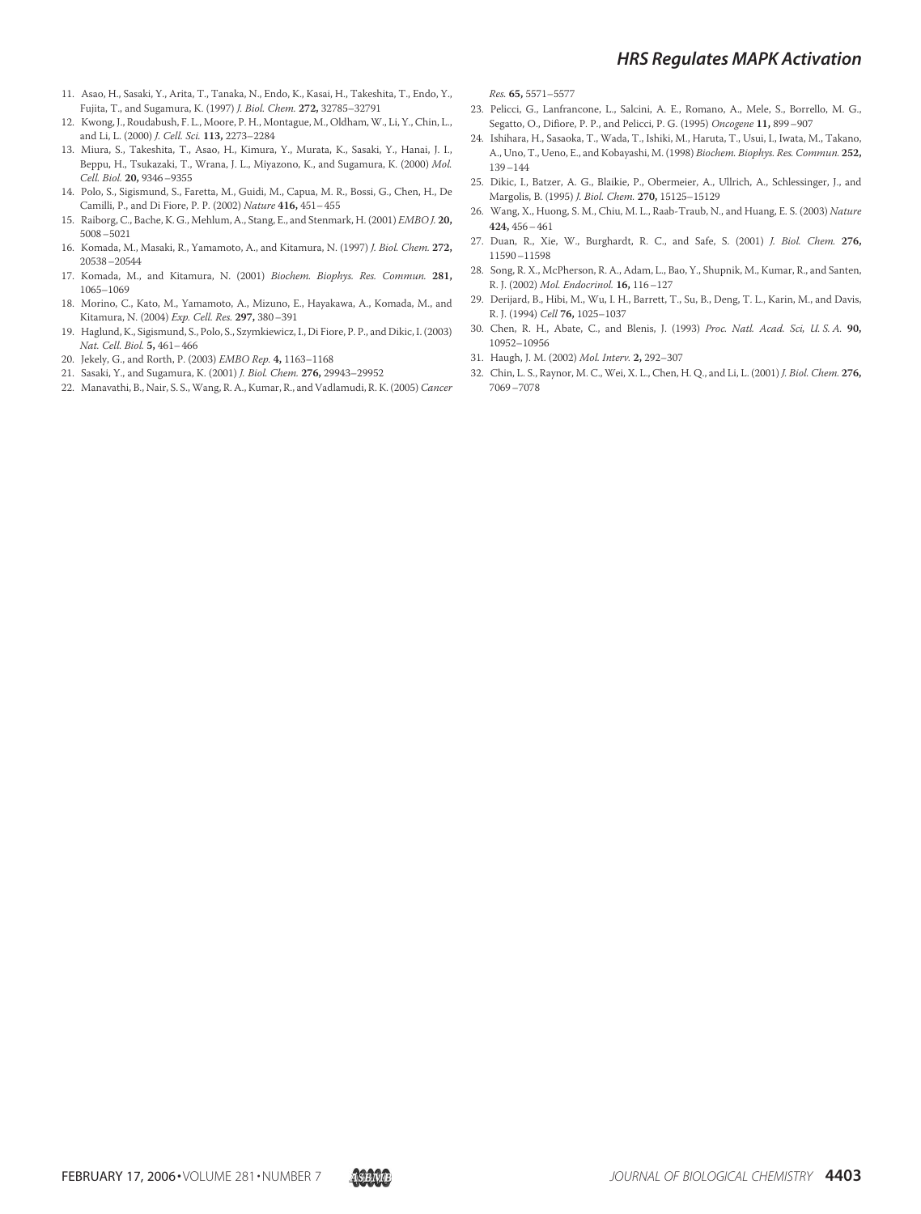11. Asao, H., Sasaki, Y., Arita, T., Tanaka, N., Endo, K., Kasai, H., Takeshita, T., Endo, Y., Fujita, T., and Sugamura, K. (1997) *J. Biol. Chem.* **272,** 32785–32791
12. Kwong, J., Roudabush, F. L., Moore, P. H., Montague, M., Oldham, W., Li, Y., Chin, L., and Li, L. (2000) *J. Cell. Sci.* **113,** 2273–2284
13. Miura, S., Takeshita, T., Asao, H., Kimura, Y., Murata, K., Sasaki, Y., Hanai, J. I., Beppu, H., Tsukazaki, T., Wrana, J. L., Miyazono, K., and Sugamura, K. (2000) *Mol. Cell. Biol.* **20,** 9346–9355
14. Polo, S., Sigismund, S., Faretta, M., Guidi, M., Capua, M. R., Bossi, G., Chen, H., De Camilli, P., and Di Fiore, P. P. (2002) *Nature* **416,** 451–455
15. Raiborg, C., Bache, K. G., Mehlum, A., Stang, E., and Stenmark, H. (2001) *EMBO J.* **20,** 5008–5021
16. Komada, M., Masaki, R., Yamamoto, A., and Kitamura, N. (1997) *J. Biol. Chem.* **272,** 20538–20544
17. Komada, M., and Kitamura, N. (2001) *Biochem. Biophys. Res. Commun.* **281,** 1065–1069
18. Morino, C., Kato, M., Yamamoto, A., Mizuno, E., Hayakawa, A., Komada, M., and Kitamura, N. (2004) *Exp. Cell. Res.* **297,** 380–391
19. Haglund, K., Sigismund, S., Polo, S., Szymkiewicz, I., Di Fiore, P. P., and Dikic, I. (2003) *Nat. Cell. Biol.* **5,** 461–466
20. Jekely, G., and Rorth, P. (2003) *EMBO Rep.* **4,** 1163–1168
21. Sasaki, Y., and Sugamura, K. (2001) *J. Biol. Chem.* **276,** 29943–29952
22. Manavathi, B., Nair, S. S., Wang, R. A., Kumar, R., and Vadlamudi, R. K. (2005) *Cancer Res.* **65,** 5571–5577
23. Pelicci, G., Lanfrancone, L., Salcini, A. E., Romano, A., Mele, S., Borrello, M. G., Segatto, O., Difiore, P. P., and Pelicci, P. G. (1995) *Oncogene* **11,** 899–907
24. Ishihara, H., Sasaoka, T., Wada, T., Ishiki, M., Haruta, T., Usui, I., Iwata, M., Takano, A., Uno, T., Ueno, E., and Kobayashi, M. (1998) *Biochem. Biophys. Res. Commun.* **252,** 139–144
25. Dikic, I., Batzer, A. G., Blaikie, P., Obermeier, A., Ullrich, A., Schlessinger, J., and Margolis, B. (1995) *J. Biol. Chem.* **270,** 15125–15129
26. Wang, X., Huong, S. M., Chiu, M. L., Raab-Traub, N., and Huang, E. S. (2003) *Nature* **424,** 456–461
27. Duan, R., Xie, W., Burghardt, R. C., and Safe, S. (2001) *J. Biol. Chem.* **276,** 11590–11598
28. Song, R. X., McPherson, R. A., Adam, L., Bao, Y., Shupnik, M., Kumar, R., and Santen, R. J. (2002) *Mol. Endocrinol.* **16,** 116–127
29. Derijard, B., Hibi, M., Wu, I. H., Barrett, T., Su, B., Deng, T. L., Karin, M., and Davis, R. J. (1994) *Cell* **76,** 1025–1037
30. Chen, R. H., Abate, C., and Blenis, J. (1993) *Proc. Natl. Acad. Sci, U. S. A.* **90,** 10952–10956
31. Haugh, J. M. (2002) *Mol. Interv.* **2,** 292–307
32. Chin, L. S., Raynor, M. C., Wei, X. L., Chen, H. Q., and Li, L. (2001) *J. Biol. Chem.* **276,** 7069–7078